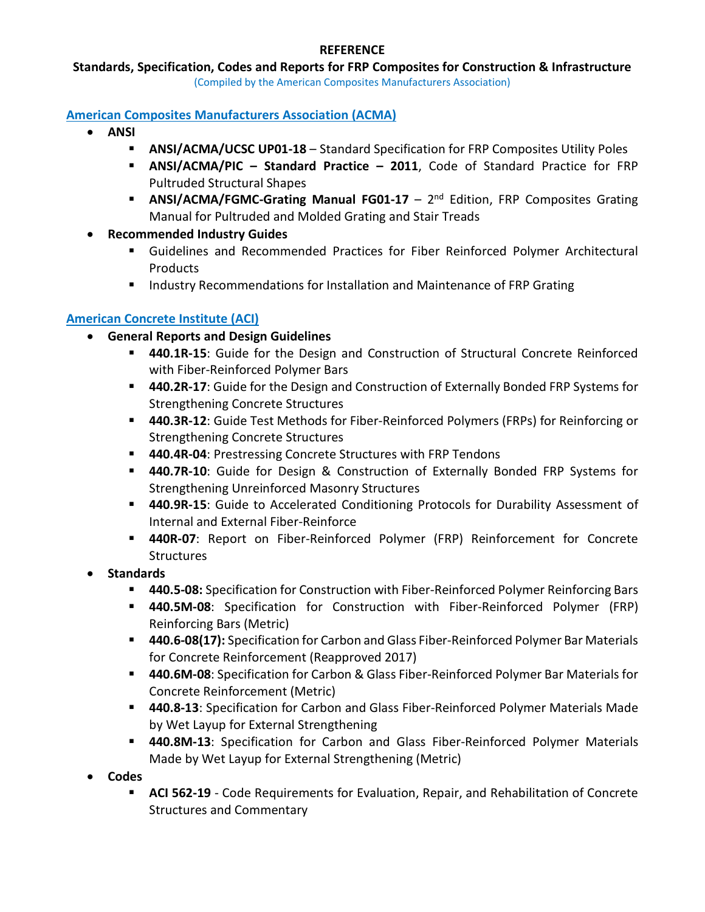# REFERENCE

## Standards, Specification, Codes and Reports for FRP Composites for Construction & Infrastructure

(Compiled by the American Composites Manufacturers Association)

### American Composites Manufacturers Association (ACMA)

- **ANSI**
  - **ANSI/ACMA/UCSC UP01-18** – Standard Specification for FRP Composites Utility Poles
  - **ANSI/ACMA/PIC – Standard Practice – 2011**, Code of Standard Practice for FRP Pultruded Structural Shapes
  - **ANSI/ACMA/FGMC-Grating Manual FG01-17** – 2nd Edition, FRP Composites Grating Manual for Pultruded and Molded Grating and Stair Treads
- **Recommended Industry Guides**
  - Guidelines and Recommended Practices for Fiber Reinforced Polymer Architectural Products
  - Industry Recommendations for Installation and Maintenance of FRP Grating

### American Concrete Institute (ACI)

- **General Reports and Design Guidelines**
  - **440.1R-15**: Guide for the Design and Construction of Structural Concrete Reinforced with Fiber-Reinforced Polymer Bars
  - **440.2R-17**: Guide for the Design and Construction of Externally Bonded FRP Systems for Strengthening Concrete Structures
  - **440.3R-12**: Guide Test Methods for Fiber-Reinforced Polymers (FRPs) for Reinforcing or Strengthening Concrete Structures
  - **440.4R-04**: Prestressing Concrete Structures with FRP Tendons
  - **440.7R-10**: Guide for Design & Construction of Externally Bonded FRP Systems for Strengthening Unreinforced Masonry Structures
  - **440.9R-15**: Guide to Accelerated Conditioning Protocols for Durability Assessment of Internal and External Fiber-Reinforce
  - **440R-07**: Report on Fiber-Reinforced Polymer (FRP) Reinforcement for Concrete Structures
- **Standards**
  - **440.5-08:** Specification for Construction with Fiber-Reinforced Polymer Reinforcing Bars
  - **440.5M-08**: Specification for Construction with Fiber-Reinforced Polymer (FRP) Reinforcing Bars (Metric)
  - **440.6-08(17):** Specification for Carbon and Glass Fiber-Reinforced Polymer Bar Materials for Concrete Reinforcement (Reapproved 2017)
  - **440.6M-08**: Specification for Carbon & Glass Fiber-Reinforced Polymer Bar Materials for Concrete Reinforcement (Metric)
  - **440.8-13**: Specification for Carbon and Glass Fiber-Reinforced Polymer Materials Made by Wet Layup for External Strengthening
  - **440.8M-13**: Specification for Carbon and Glass Fiber-Reinforced Polymer Materials Made by Wet Layup for External Strengthening (Metric)
- **Codes**
  - **ACI 562-19** - Code Requirements for Evaluation, Repair, and Rehabilitation of Concrete Structures and Commentary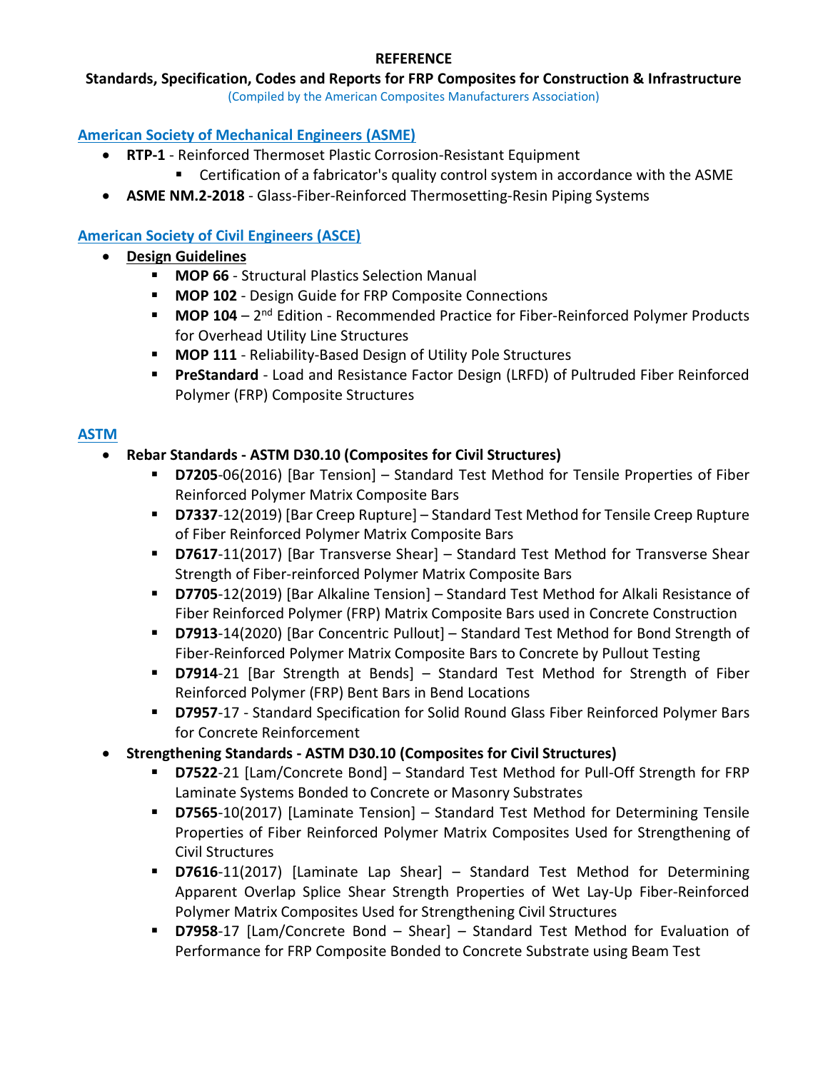# REFERENCE

## Standards, Specification, Codes and Reports for FRP Composites for Construction & Infrastructure

(Compiled by the American Composites Manufacturers Association)

### American Society of Mechanical Engineers (ASME)

- **RTP-1** - Reinforced Thermoset Plastic Corrosion-Resistant Equipment
  - Certification of a fabricator's quality control system in accordance with the ASME
- **ASME NM.2-2018** - Glass-Fiber-Reinforced Thermosetting-Resin Piping Systems

### American Society of Civil Engineers (ASCE)

- **Design Guidelines**
  - **MOP 66** - Structural Plastics Selection Manual
  - **MOP 102** - Design Guide for FRP Composite Connections
  - **MOP 104** – 2nd Edition - Recommended Practice for Fiber-Reinforced Polymer Products for Overhead Utility Line Structures
  - **MOP 111** - Reliability-Based Design of Utility Pole Structures
  - **PreStandard** - Load and Resistance Factor Design (LRFD) of Pultruded Fiber Reinforced Polymer (FRP) Composite Structures

### ASTM

- **Rebar Standards - ASTM D30.10 (Composites for Civil Structures)**
  - **D7205**-06(2016) [Bar Tension] – Standard Test Method for Tensile Properties of Fiber Reinforced Polymer Matrix Composite Bars
  - **D7337**-12(2019) [Bar Creep Rupture] – Standard Test Method for Tensile Creep Rupture of Fiber Reinforced Polymer Matrix Composite Bars
  - **D7617**-11(2017) [Bar Transverse Shear] – Standard Test Method for Transverse Shear Strength of Fiber-reinforced Polymer Matrix Composite Bars
  - **D7705**-12(2019) [Bar Alkaline Tension] – Standard Test Method for Alkali Resistance of Fiber Reinforced Polymer (FRP) Matrix Composite Bars used in Concrete Construction
  - **D7913**-14(2020) [Bar Concentric Pullout] – Standard Test Method for Bond Strength of Fiber-Reinforced Polymer Matrix Composite Bars to Concrete by Pullout Testing
  - **D7914**-21 [Bar Strength at Bends] – Standard Test Method for Strength of Fiber Reinforced Polymer (FRP) Bent Bars in Bend Locations
  - **D7957**-17 - Standard Specification for Solid Round Glass Fiber Reinforced Polymer Bars for Concrete Reinforcement
- **Strengthening Standards - ASTM D30.10 (Composites for Civil Structures)**
  - **D7522**-21 [Lam/Concrete Bond] – Standard Test Method for Pull-Off Strength for FRP Laminate Systems Bonded to Concrete or Masonry Substrates
  - **D7565**-10(2017) [Laminate Tension] – Standard Test Method for Determining Tensile Properties of Fiber Reinforced Polymer Matrix Composites Used for Strengthening of Civil Structures
  - **D7616**-11(2017) [Laminate Lap Shear] – Standard Test Method for Determining Apparent Overlap Splice Shear Strength Properties of Wet Lay-Up Fiber-Reinforced Polymer Matrix Composites Used for Strengthening Civil Structures
  - **D7958**-17 [Lam/Concrete Bond – Shear] – Standard Test Method for Evaluation of Performance for FRP Composite Bonded to Concrete Substrate using Beam Test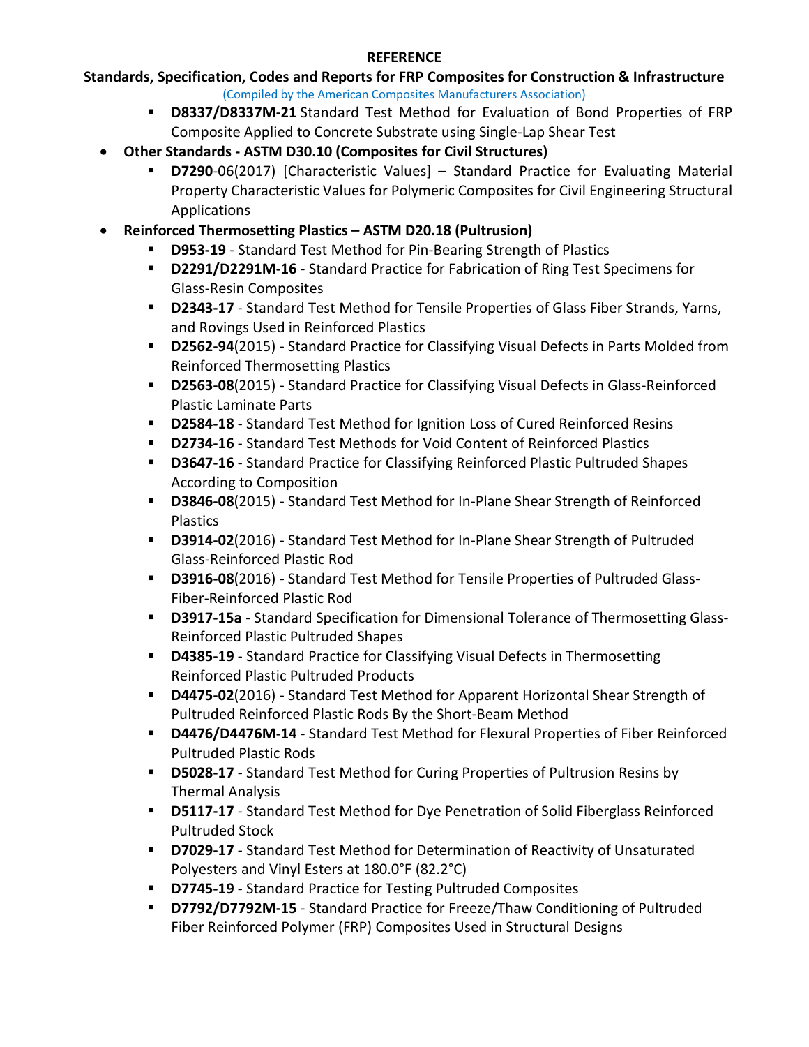**REFERENCE**

**Standards, Specification, Codes and Reports for FRP Composites for Construction & Infrastructure**

(Compiled by the American Composites Manufacturers Association)

  - **D8337/D8337M-21** Standard Test Method for Evaluation of Bond Properties of FRP Composite Applied to Concrete Substrate using Single-Lap Shear Test

- **Other Standards - ASTM D30.10 (Composites for Civil Structures)**
  - **D7290**-06(2017) [Characteristic Values] – Standard Practice for Evaluating Material Property Characteristic Values for Polymeric Composites for Civil Engineering Structural Applications

- **Reinforced Thermosetting Plastics – ASTM D20.18 (Pultrusion)**
  - **D953-19** - Standard Test Method for Pin-Bearing Strength of Plastics
  - **D2291/D2291M-16** - Standard Practice for Fabrication of Ring Test Specimens for Glass-Resin Composites
  - **D2343-17** - Standard Test Method for Tensile Properties of Glass Fiber Strands, Yarns, and Rovings Used in Reinforced Plastics
  - **D2562-94**(2015) - Standard Practice for Classifying Visual Defects in Parts Molded from Reinforced Thermosetting Plastics
  - **D2563-08**(2015) - Standard Practice for Classifying Visual Defects in Glass-Reinforced Plastic Laminate Parts
  - **D2584-18** - Standard Test Method for Ignition Loss of Cured Reinforced Resins
  - **D2734-16** - Standard Test Methods for Void Content of Reinforced Plastics
  - **D3647-16** - Standard Practice for Classifying Reinforced Plastic Pultruded Shapes According to Composition
  - **D3846-08**(2015) - Standard Test Method for In-Plane Shear Strength of Reinforced Plastics
  - **D3914-02**(2016) - Standard Test Method for In-Plane Shear Strength of Pultruded Glass-Reinforced Plastic Rod
  - **D3916-08**(2016) - Standard Test Method for Tensile Properties of Pultruded Glass-Fiber-Reinforced Plastic Rod
  - **D3917-15a** - Standard Specification for Dimensional Tolerance of Thermosetting Glass-Reinforced Plastic Pultruded Shapes
  - **D4385-19** - Standard Practice for Classifying Visual Defects in Thermosetting Reinforced Plastic Pultruded Products
  - **D4475-02**(2016) - Standard Test Method for Apparent Horizontal Shear Strength of Pultruded Reinforced Plastic Rods By the Short-Beam Method
  - **D4476/D4476M-14** - Standard Test Method for Flexural Properties of Fiber Reinforced Pultruded Plastic Rods
  - **D5028-17** - Standard Test Method for Curing Properties of Pultrusion Resins by Thermal Analysis
  - **D5117-17** - Standard Test Method for Dye Penetration of Solid Fiberglass Reinforced Pultruded Stock
  - **D7029-17** - Standard Test Method for Determination of Reactivity of Unsaturated Polyesters and Vinyl Esters at 180.0°F (82.2°C)
  - **D7745-19** - Standard Practice for Testing Pultruded Composites
  - **D7792/D7792M-15** - Standard Practice for Freeze/Thaw Conditioning of Pultruded Fiber Reinforced Polymer (FRP) Composites Used in Structural Designs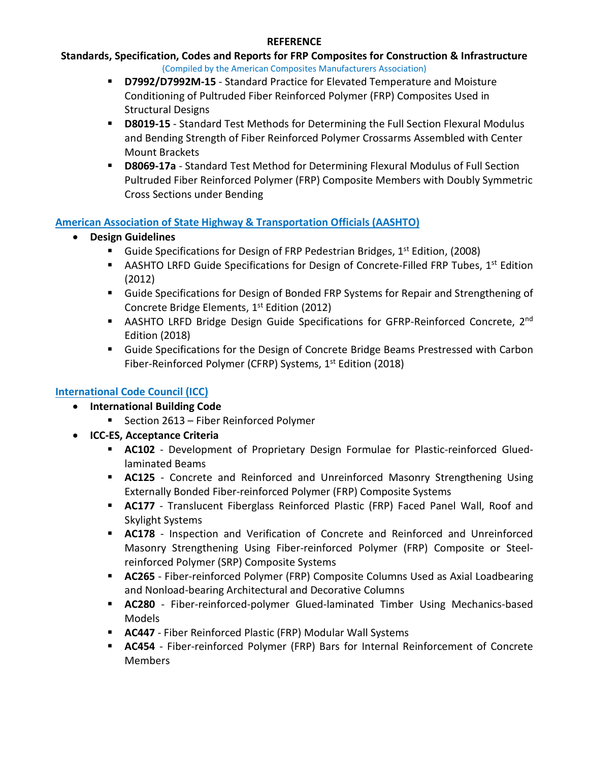**REFERENCE**

**Standards, Specification, Codes and Reports for FRP Composites for Construction & Infrastructure**

(Compiled by the American Composites Manufacturers Association)

- **D7992/D7992M-15** - Standard Practice for Elevated Temperature and Moisture Conditioning of Pultruded Fiber Reinforced Polymer (FRP) Composites Used in Structural Designs
- **D8019-15** - Standard Test Methods for Determining the Full Section Flexural Modulus and Bending Strength of Fiber Reinforced Polymer Crossarms Assembled with Center Mount Brackets
- **D8069-17a** - Standard Test Method for Determining Flexural Modulus of Full Section Pultruded Fiber Reinforced Polymer (FRP) Composite Members with Doubly Symmetric Cross Sections under Bending

## American Association of State Highway & Transportation Officials (AASHTO)

- **Design Guidelines**
  - Guide Specifications for Design of FRP Pedestrian Bridges, 1st Edition, (2008)
  - AASHTO LRFD Guide Specifications for Design of Concrete-Filled FRP Tubes, 1st Edition (2012)
  - Guide Specifications for Design of Bonded FRP Systems for Repair and Strengthening of Concrete Bridge Elements, 1st Edition (2012)
  - AASHTO LRFD Bridge Design Guide Specifications for GFRP-Reinforced Concrete, 2nd Edition (2018)
  - Guide Specifications for the Design of Concrete Bridge Beams Prestressed with Carbon Fiber-Reinforced Polymer (CFRP) Systems, 1st Edition (2018)

## International Code Council (ICC)

- **International Building Code**
  - Section 2613 – Fiber Reinforced Polymer
- **ICC-ES, Acceptance Criteria**
  - **AC102** - Development of Proprietary Design Formulae for Plastic-reinforced Glued-laminated Beams
  - **AC125** - Concrete and Reinforced and Unreinforced Masonry Strengthening Using Externally Bonded Fiber-reinforced Polymer (FRP) Composite Systems
  - **AC177** - Translucent Fiberglass Reinforced Plastic (FRP) Faced Panel Wall, Roof and Skylight Systems
  - **AC178** - Inspection and Verification of Concrete and Reinforced and Unreinforced Masonry Strengthening Using Fiber-reinforced Polymer (FRP) Composite or Steel-reinforced Polymer (SRP) Composite Systems
  - **AC265** - Fiber-reinforced Polymer (FRP) Composite Columns Used as Axial Loadbearing and Nonload-bearing Architectural and Decorative Columns
  - **AC280** - Fiber-reinforced-polymer Glued-laminated Timber Using Mechanics-based Models
  - **AC447** - Fiber Reinforced Plastic (FRP) Modular Wall Systems
  - **AC454** - Fiber-reinforced Polymer (FRP) Bars for Internal Reinforcement of Concrete Members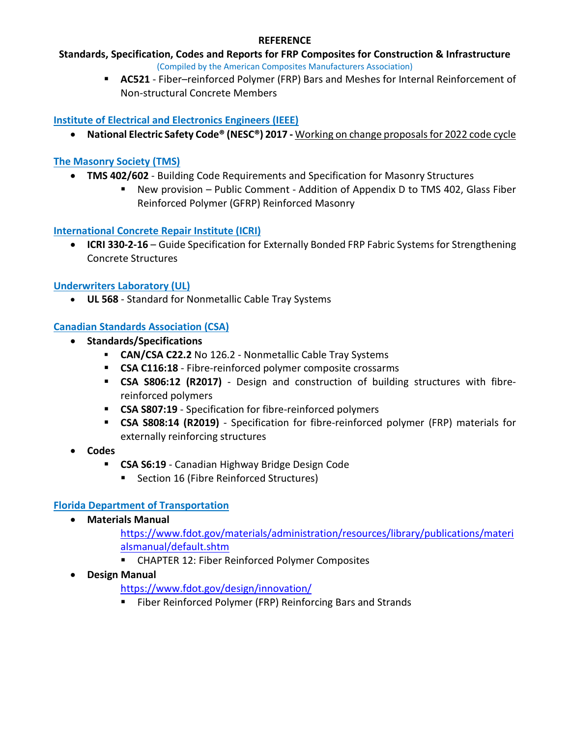**REFERENCE**

**Standards, Specification, Codes and Reports for FRP Composites for Construction & Infrastructure**

(Compiled by the American Composites Manufacturers Association)

- **AC521** - Fiber–reinforced Polymer (FRP) Bars and Meshes for Internal Reinforcement of Non-structural Concrete Members

## Institute of Electrical and Electronics Engineers (IEEE)

- **National Electric Safety Code® (NESC®) 2017 -** Working on change proposals for 2022 code cycle

## The Masonry Society (TMS)

- **TMS 402/602** - Building Code Requirements and Specification for Masonry Structures
  - New provision – Public Comment - Addition of Appendix D to TMS 402, Glass Fiber Reinforced Polymer (GFRP) Reinforced Masonry

## International Concrete Repair Institute (ICRI)

- **ICRI 330-2-16** – Guide Specification for Externally Bonded FRP Fabric Systems for Strengthening Concrete Structures

## Underwriters Laboratory (UL)

- **UL 568** - Standard for Nonmetallic Cable Tray Systems

## Canadian Standards Association (CSA)

- **Standards/Specifications**
  - **CAN/CSA C22.2** No 126.2 - Nonmetallic Cable Tray Systems
  - **CSA C116:18** - Fibre-reinforced polymer composite crossarms
  - **CSA S806:12 (R2017)** - Design and construction of building structures with fibre-reinforced polymers
  - **CSA S807:19** - Specification for fibre-reinforced polymers
  - **CSA S808:14 (R2019)** - Specification for fibre-reinforced polymer (FRP) materials for externally reinforcing structures
- **Codes**
  - **CSA S6:19** - Canadian Highway Bridge Design Code
    - Section 16 (Fibre Reinforced Structures)

## Florida Department of Transportation

- **Materials Manual**
  https://www.fdot.gov/materials/administration/resources/library/publications/materialsmanual/default.shtm
  - CHAPTER 12: Fiber Reinforced Polymer Composites
- **Design Manual**
  https://www.fdot.gov/design/innovation/
  - Fiber Reinforced Polymer (FRP) Reinforcing Bars and Strands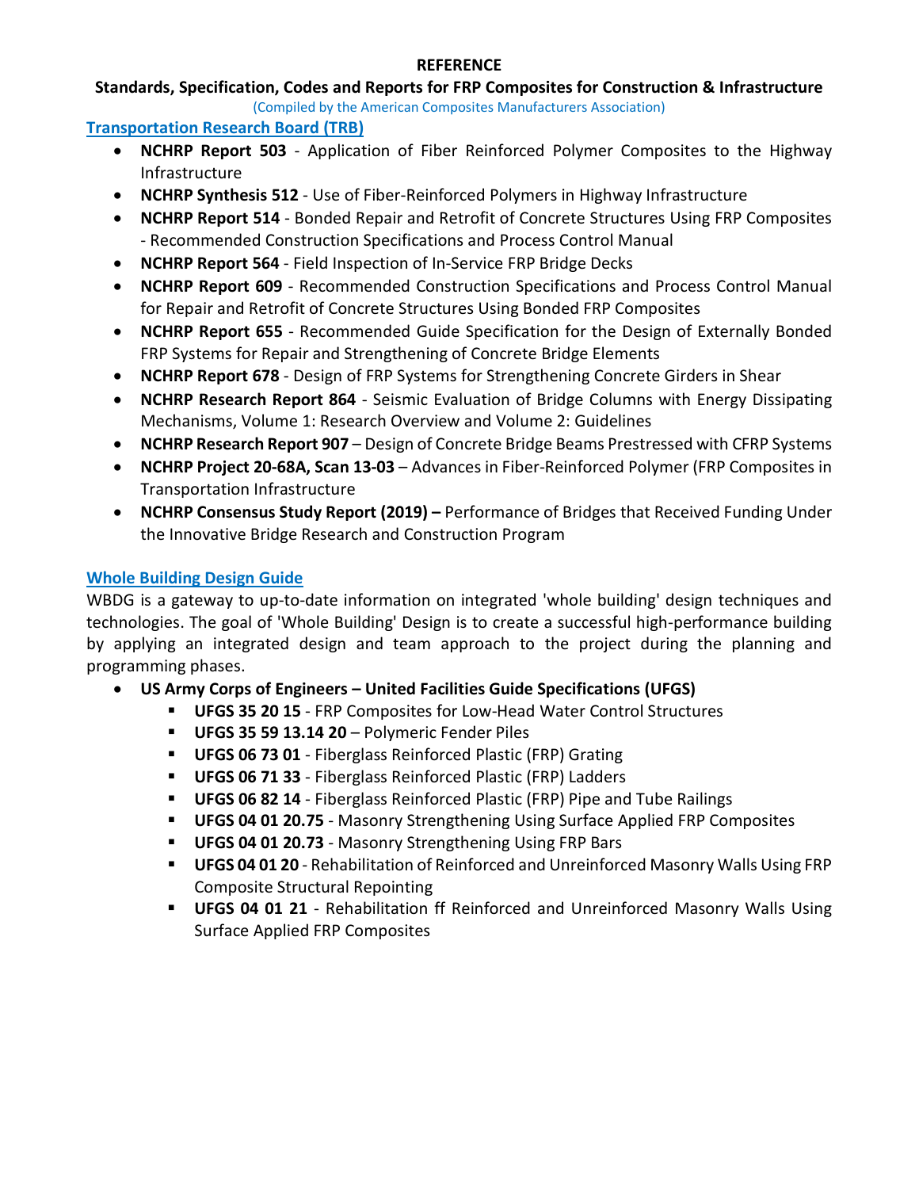**REFERENCE**

**Standards, Specification, Codes and Reports for FRP Composites for Construction & Infrastructure**

(Compiled by the American Composites Manufacturers Association)

## Transportation Research Board (TRB)

- **NCHRP Report 503** - Application of Fiber Reinforced Polymer Composites to the Highway Infrastructure
- **NCHRP Synthesis 512** - Use of Fiber-Reinforced Polymers in Highway Infrastructure
- **NCHRP Report 514** - Bonded Repair and Retrofit of Concrete Structures Using FRP Composites - Recommended Construction Specifications and Process Control Manual
- **NCHRP Report 564** - Field Inspection of In-Service FRP Bridge Decks
- **NCHRP Report 609** - Recommended Construction Specifications and Process Control Manual for Repair and Retrofit of Concrete Structures Using Bonded FRP Composites
- **NCHRP Report 655** - Recommended Guide Specification for the Design of Externally Bonded FRP Systems for Repair and Strengthening of Concrete Bridge Elements
- **NCHRP Report 678** - Design of FRP Systems for Strengthening Concrete Girders in Shear
- **NCHRP Research Report 864** - Seismic Evaluation of Bridge Columns with Energy Dissipating Mechanisms, Volume 1: Research Overview and Volume 2: Guidelines
- **NCHRP Research Report 907** – Design of Concrete Bridge Beams Prestressed with CFRP Systems
- **NCHRP Project 20-68A, Scan 13-03** – Advances in Fiber-Reinforced Polymer (FRP Composites in Transportation Infrastructure
- **NCHRP Consensus Study Report (2019) –** Performance of Bridges that Received Funding Under the Innovative Bridge Research and Construction Program

## Whole Building Design Guide

WBDG is a gateway to up-to-date information on integrated 'whole building' design techniques and technologies. The goal of 'Whole Building' Design is to create a successful high-performance building by applying an integrated design and team approach to the project during the planning and programming phases.

- **US Army Corps of Engineers – United Facilities Guide Specifications (UFGS)**
  - **UFGS 35 20 15** - FRP Composites for Low-Head Water Control Structures
  - **UFGS 35 59 13.14 20** – Polymeric Fender Piles
  - **UFGS 06 73 01** - Fiberglass Reinforced Plastic (FRP) Grating
  - **UFGS 06 71 33** - Fiberglass Reinforced Plastic (FRP) Ladders
  - **UFGS 06 82 14** - Fiberglass Reinforced Plastic (FRP) Pipe and Tube Railings
  - **UFGS 04 01 20.75** - Masonry Strengthening Using Surface Applied FRP Composites
  - **UFGS 04 01 20.73** - Masonry Strengthening Using FRP Bars
  - **UFGS 04 01 20** - Rehabilitation of Reinforced and Unreinforced Masonry Walls Using FRP Composite Structural Repointing
  - **UFGS 04 01 21** - Rehabilitation ff Reinforced and Unreinforced Masonry Walls Using Surface Applied FRP Composites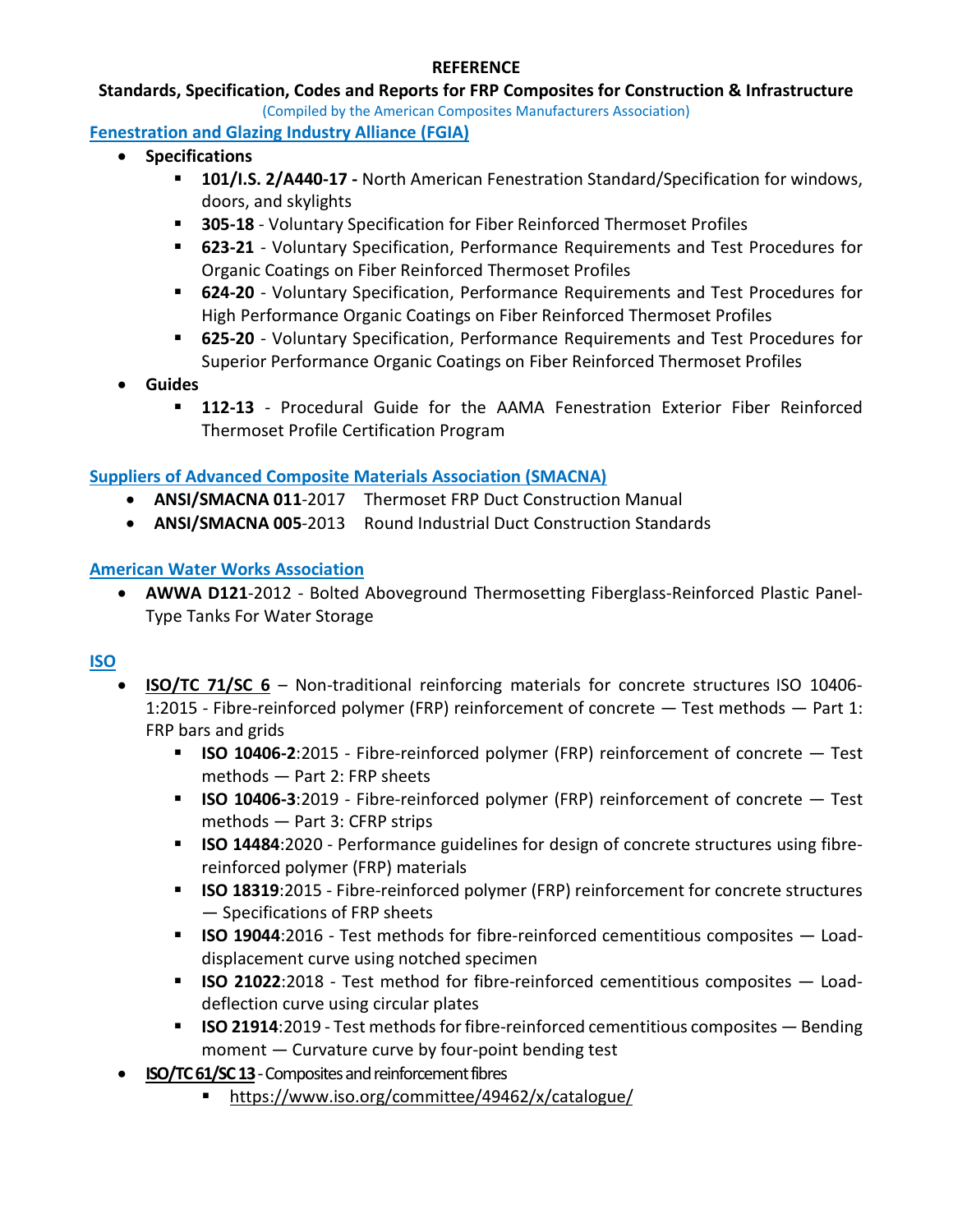**REFERENCE**

**Standards, Specification, Codes and Reports for FRP Composites for Construction & Infrastructure**

(Compiled by the American Composites Manufacturers Association)

## Fenestration and Glazing Industry Alliance (FGIA)

- **Specifications**
  - **101/I.S. 2/A440-17 -** North American Fenestration Standard/Specification for windows, doors, and skylights
  - **305-18** - Voluntary Specification for Fiber Reinforced Thermoset Profiles
  - **623-21** - Voluntary Specification, Performance Requirements and Test Procedures for Organic Coatings on Fiber Reinforced Thermoset Profiles
  - **624-20** - Voluntary Specification, Performance Requirements and Test Procedures for High Performance Organic Coatings on Fiber Reinforced Thermoset Profiles
  - **625-20** - Voluntary Specification, Performance Requirements and Test Procedures for Superior Performance Organic Coatings on Fiber Reinforced Thermoset Profiles
- **Guides**
  - **112-13** - Procedural Guide for the AAMA Fenestration Exterior Fiber Reinforced Thermoset Profile Certification Program

## Suppliers of Advanced Composite Materials Association (SMACNA)

- **ANSI/SMACNA 011**-2017 Thermoset FRP Duct Construction Manual
- **ANSI/SMACNA 005**-2013 Round Industrial Duct Construction Standards

## American Water Works Association

- **AWWA D121**-2012 - Bolted Aboveground Thermosetting Fiberglass-Reinforced Plastic Panel-Type Tanks For Water Storage

## ISO

- **ISO/TC 71/SC 6** – Non-traditional reinforcing materials for concrete structures ISO 10406-1:2015 - Fibre-reinforced polymer (FRP) reinforcement of concrete — Test methods — Part 1: FRP bars and grids
  - **ISO 10406-2**:2015 - Fibre-reinforced polymer (FRP) reinforcement of concrete — Test methods — Part 2: FRP sheets
  - **ISO 10406-3**:2019 - Fibre-reinforced polymer (FRP) reinforcement of concrete — Test methods — Part 3: CFRP strips
  - **ISO 14484**:2020 - Performance guidelines for design of concrete structures using fibre-reinforced polymer (FRP) materials
  - **ISO 18319**:2015 - Fibre-reinforced polymer (FRP) reinforcement for concrete structures — Specifications of FRP sheets
  - **ISO 19044**:2016 - Test methods for fibre-reinforced cementitious composites — Load-displacement curve using notched specimen
  - **ISO 21022**:2018 - Test method for fibre-reinforced cementitious composites — Load-deflection curve using circular plates
  - **ISO 21914**:2019 - Test methods for fibre-reinforced cementitious composites — Bending moment — Curvature curve by four-point bending test
- **ISO/TC 61/SC 13** - Composites and reinforcement fibres
  - https://www.iso.org/committee/49462/x/catalogue/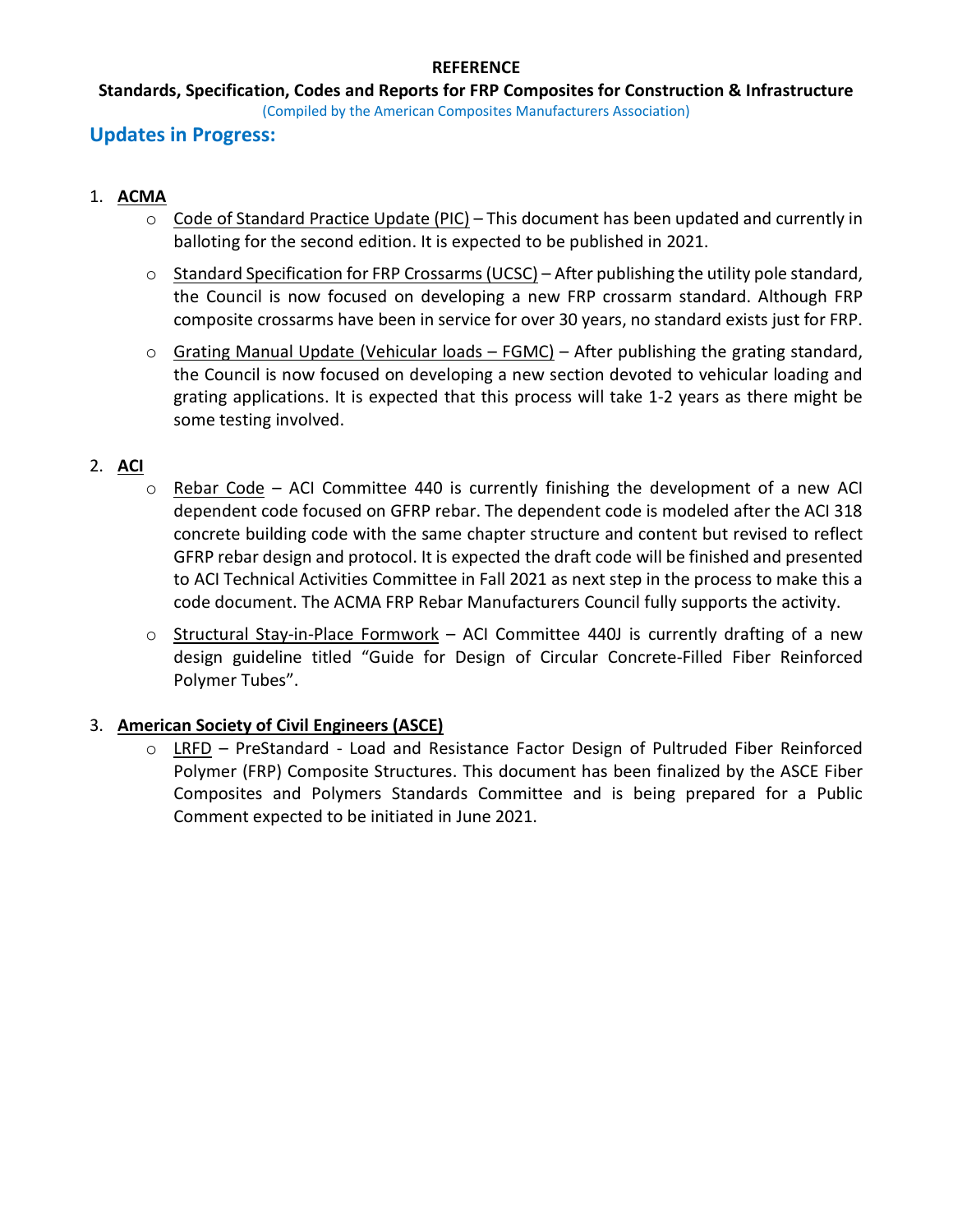**REFERENCE**

**Standards, Specification, Codes and Reports for FRP Composites for Construction & Infrastructure**

(Compiled by the American Composites Manufacturers Association)

## Updates in Progress:

1. **ACMA**
   - Code of Standard Practice Update (PIC) – This document has been updated and currently in balloting for the second edition. It is expected to be published in 2021.
   - Standard Specification for FRP Crossarms (UCSC) – After publishing the utility pole standard, the Council is now focused on developing a new FRP crossarm standard. Although FRP composite crossarms have been in service for over 30 years, no standard exists just for FRP.
   - Grating Manual Update (Vehicular loads – FGMC) – After publishing the grating standard, the Council is now focused on developing a new section devoted to vehicular loading and grating applications. It is expected that this process will take 1-2 years as there might be some testing involved.

2. **ACI**
   - Rebar Code – ACI Committee 440 is currently finishing the development of a new ACI dependent code focused on GFRP rebar. The dependent code is modeled after the ACI 318 concrete building code with the same chapter structure and content but revised to reflect GFRP rebar design and protocol. It is expected the draft code will be finished and presented to ACI Technical Activities Committee in Fall 2021 as next step in the process to make this a code document. The ACMA FRP Rebar Manufacturers Council fully supports the activity.
   - Structural Stay-in-Place Formwork – ACI Committee 440J is currently drafting of a new design guideline titled "Guide for Design of Circular Concrete-Filled Fiber Reinforced Polymer Tubes".

3. **American Society of Civil Engineers (ASCE)**
   - LRFD – PreStandard - Load and Resistance Factor Design of Pultruded Fiber Reinforced Polymer (FRP) Composite Structures. This document has been finalized by the ASCE Fiber Composites and Polymers Standards Committee and is being prepared for a Public Comment expected to be initiated in June 2021.